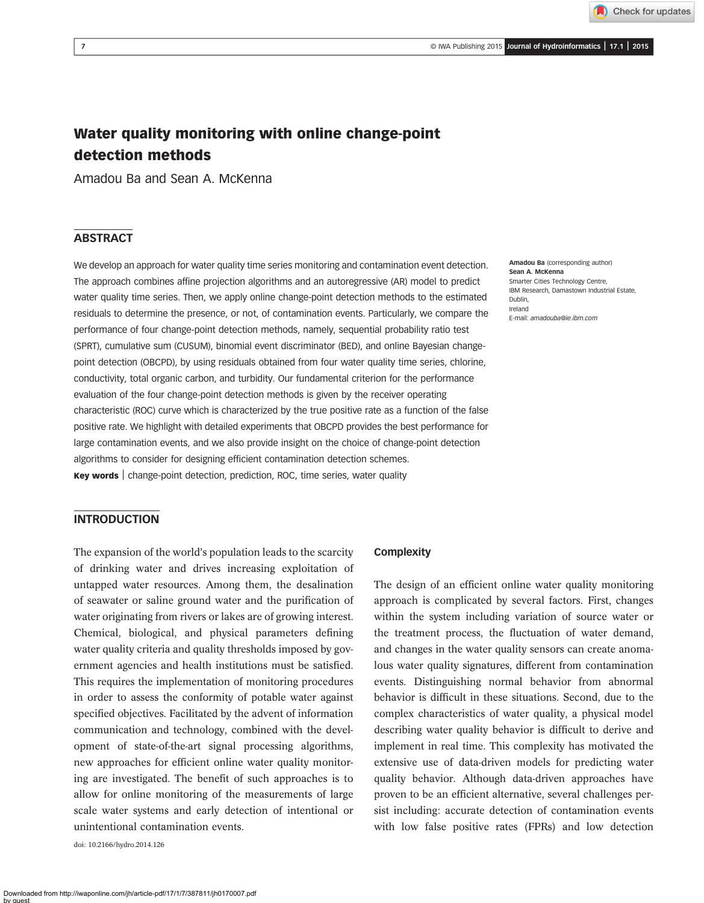# Water quality monitoring with online change-point detection methods

Amadou Ba and Sean A. McKenna

## ABSTRACT

We develop an approach for water quality time series monitoring and contamination event detection. The approach combines affine projection algorithms and an autoregressive (AR) model to predict water quality time series. Then, we apply online change-point detection methods to the estimated residuals to determine the presence, or not, of contamination events. Particularly, we compare the performance of four change-point detection methods, namely, sequential probability ratio test (SPRT), cumulative sum (CUSUM), binomial event discriminator (BED), and online Bayesian change-point detection (OBCPD), by using residuals obtained from four water quality time series, chlorine, conductivity, total organic carbon, and turbidity. Our fundamental criterion for the performance evaluation of the four change-point detection methods is given by the receiver operating characteristic (ROC) curve which is characterized by the true positive rate as a function of the false positive rate. We highlight with detailed experiments that OBCPD provides the best performance for large contamination events, and we also provide insight on the choice of change-point detection algorithms to consider for designing efficient contamination detection schemes.

**Key words** | change-point detection, prediction, ROC, time series, water quality

**Amadou Ba** (corresponding author)
**Sean A. McKenna**
Smarter Cities Technology Centre,
IBM Research, Damastown Industrial Estate,
Dublin,
Ireland
E-mail: *amadouba@ie.ibm.com*

## INTRODUCTION

The expansion of the world's population leads to the scarcity of drinking water and drives increasing exploitation of untapped water resources. Among them, the desalination of seawater or saline ground water and the purification of water originating from rivers or lakes are of growing interest. Chemical, biological, and physical parameters defining water quality criteria and quality thresholds imposed by government agencies and health institutions must be satisfied. This requires the implementation of monitoring procedures in order to assess the conformity of potable water against specified objectives. Facilitated by the advent of information communication and technology, combined with the development of state-of-the-art signal processing algorithms, new approaches for efficient online water quality monitoring are investigated. The benefit of such approaches is to allow for online monitoring of the measurements of large scale water systems and early detection of intentional or unintentional contamination events.

doi: 10.2166/hydro.2014.126

### Complexity

The design of an efficient online water quality monitoring approach is complicated by several factors. First, changes within the system including variation of source water or the treatment process, the fluctuation of water demand, and changes in the water quality sensors can create anomalous water quality signatures, different from contamination events. Distinguishing normal behavior from abnormal behavior is difficult in these situations. Second, due to the complex characteristics of water quality, a physical model describing water quality behavior is difficult to derive and implement in real time. This complexity has motivated the extensive use of data-driven models for predicting water quality behavior. Although data-driven approaches have proven to be an efficient alternative, several challenges persist including: accurate detection of contamination events with low false positive rates (FPRs) and low detection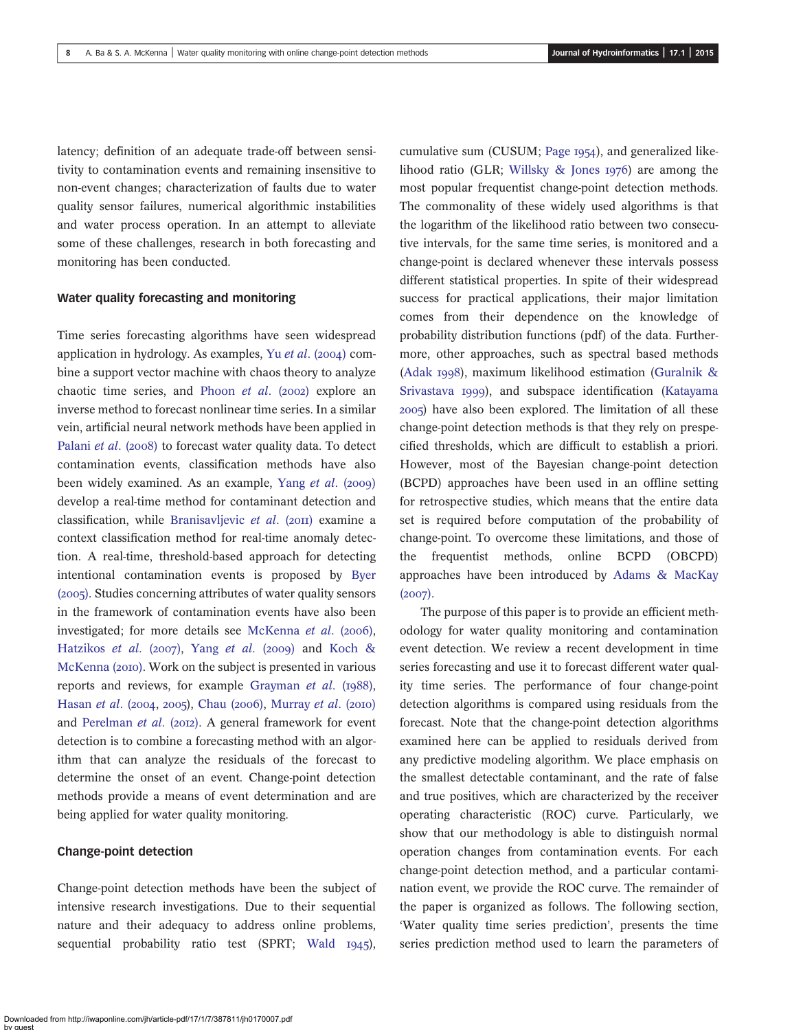latency; definition of an adequate trade-off between sensitivity to contamination events and remaining insensitive to non-event changes; characterization of faults due to water quality sensor failures, numerical algorithmic instabilities and water process operation. In an attempt to alleviate some of these challenges, research in both forecasting and monitoring has been conducted.

### Water quality forecasting and monitoring

Time series forecasting algorithms have seen widespread application in hydrology. As examples, Yu *et al*. (2004) combine a support vector machine with chaos theory to analyze chaotic time series, and Phoon *et al*. (2002) explore an inverse method to forecast nonlinear time series. In a similar vein, artificial neural network methods have been applied in Palani *et al*. (2008) to forecast water quality data. To detect contamination events, classification methods have also been widely examined. As an example, Yang *et al*. (2009) develop a real-time method for contaminant detection and classification, while Branisavljevic *et al*. (2011) examine a context classification method for real-time anomaly detection. A real-time, threshold-based approach for detecting intentional contamination events is proposed by Byer (2005). Studies concerning attributes of water quality sensors in the framework of contamination events have also been investigated; for more details see McKenna *et al*. (2006), Hatzikos *et al*. (2007), Yang *et al*. (2009) and Koch & McKenna (2010). Work on the subject is presented in various reports and reviews, for example Grayman *et al*. (1988), Hasan *et al*. (2004, 2005), Chau (2006), Murray *et al*. (2010) and Perelman *et al*. (2012). A general framework for event detection is to combine a forecasting method with an algorithm that can analyze the residuals of the forecast to determine the onset of an event. Change-point detection methods provide a means of event determination and are being applied for water quality monitoring.

### Change-point detection

Change-point detection methods have been the subject of intensive research investigations. Due to their sequential nature and their adequacy to address online problems, sequential probability ratio test (SPRT; Wald 1945), cumulative sum (CUSUM; Page 1954), and generalized likelihood ratio (GLR; Willsky & Jones 1976) are among the most popular frequentist change-point detection methods. The commonality of these widely used algorithms is that the logarithm of the likelihood ratio between two consecutive intervals, for the same time series, is monitored and a change-point is declared whenever these intervals possess different statistical properties. In spite of their widespread success for practical applications, their major limitation comes from their dependence on the knowledge of probability distribution functions (pdf) of the data. Furthermore, other approaches, such as spectral based methods (Adak 1998), maximum likelihood estimation (Guralnik & Srivastava 1999), and subspace identification (Katayama 2005) have also been explored. The limitation of all these change-point detection methods is that they rely on prespecified thresholds, which are difficult to establish a priori. However, most of the Bayesian change-point detection (BCPD) approaches have been used in an offline setting for retrospective studies, which means that the entire data set is required before computation of the probability of change-point. To overcome these limitations, and those of the frequentist methods, online BCPD (OBCPD) approaches have been introduced by Adams & MacKay (2007).

The purpose of this paper is to provide an efficient methodology for water quality monitoring and contamination event detection. We review a recent development in time series forecasting and use it to forecast different water quality time series. The performance of four change-point detection algorithms is compared using residuals from the forecast. Note that the change-point detection algorithms examined here can be applied to residuals derived from any predictive modeling algorithm. We place emphasis on the smallest detectable contaminant, and the rate of false and true positives, which are characterized by the receiver operating characteristic (ROC) curve. Particularly, we show that our methodology is able to distinguish normal operation changes from contamination events. For each change-point detection method, and a particular contamination event, we provide the ROC curve. The remainder of the paper is organized as follows. The following section, 'Water quality time series prediction', presents the time series prediction method used to learn the parameters of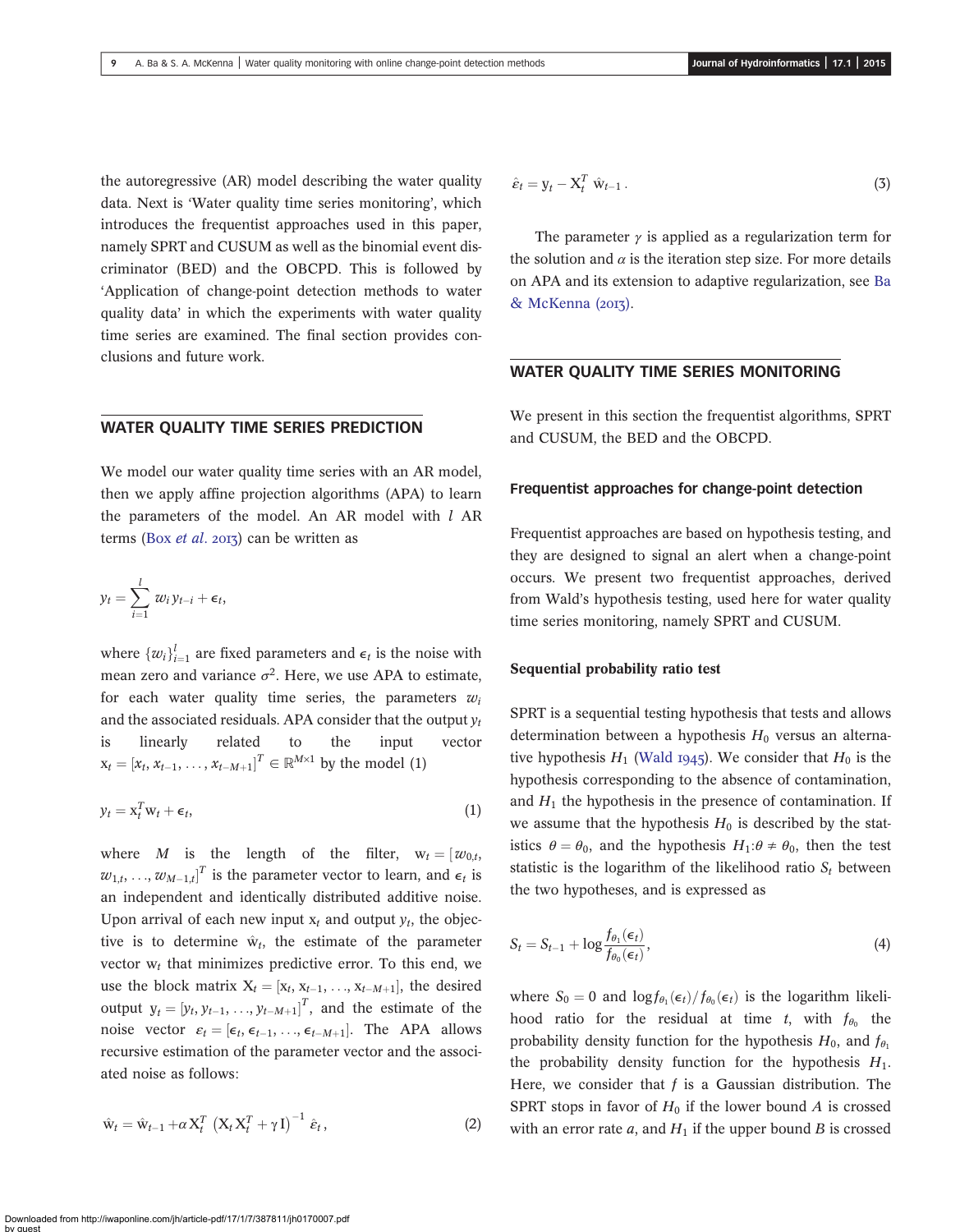the autoregressive (AR) model describing the water quality data. Next is 'Water quality time series monitoring', which introduces the frequentist approaches used in this paper, namely SPRT and CUSUM as well as the binomial event discriminator (BED) and the OBCPD. This is followed by 'Application of change-point detection methods to water quality data' in which the experiments with water quality time series are examined. The final section provides conclusions and future work.

## WATER QUALITY TIME SERIES PREDICTION

We model our water quality time series with an AR model, then we apply affine projection algorithms (APA) to learn the parameters of the model. An AR model with $l$ AR terms (Box *et al.* 2013) can be written as

$$y_t = \sum_{i=1}^{l} w_i y_{t-i} + \epsilon_t,$$

where $\{w_i\}_{i=1}^{l}$ are fixed parameters and $\epsilon_t$ is the noise with mean zero and variance $\sigma^2$. Here, we use APA to estimate, for each water quality time series, the parameters $w_i$ and the associated residuals. APA consider that the output $y_t$ is linearly related to the input vector $\mathrm{x}_t = [x_t, x_{t-1}, \ldots, x_{t-M+1}]^T \in \mathbb{R}^{M \times 1}$ by the model (1)

$$y_t = \mathrm{x}_t^T \mathrm{w}_t + \epsilon_t, \tag{1}$$

where $M$ is the length of the filter, $\mathrm{w}_t = [w_{0,t}, w_{1,t}, \ldots, w_{M-1,t}]^T$ is the parameter vector to learn, and $\epsilon_t$ is an independent and identically distributed additive noise. Upon arrival of each new input $\mathrm{x}_t$ and output $y_t$, the objective is to determine $\hat{\mathrm{w}}_t$, the estimate of the parameter vector $\mathrm{w}_t$ that minimizes predictive error. To this end, we use the block matrix $\mathrm{X}_t = [\mathrm{x}_t, \mathrm{x}_{t-1}, \ldots, \mathrm{x}_{t-M+1}]$, the desired output $\mathrm{y}_t = [y_t, y_{t-1}, \ldots, y_{t-M+1}]^T$, and the estimate of the noise vector $\varepsilon_t = [\epsilon_t, \epsilon_{t-1}, \ldots, \epsilon_{t-M+1}]$. The APA allows recursive estimation of the parameter vector and the associated noise as follows:

$$\hat{\mathrm{w}}_t = \hat{\mathrm{w}}_{t-1} + \alpha \mathrm{X}_t^T \left( \mathrm{X}_t \mathrm{X}_t^T + \gamma \mathrm{I} \right)^{-1} \hat{\varepsilon}_t, \tag{2}$$

$$\hat{\varepsilon}_t = \mathrm{y}_t - \mathrm{X}_t^T \hat{\mathrm{w}}_{t-1}. \tag{3}$$

The parameter $\gamma$ is applied as a regularization term for the solution and $\alpha$ is the iteration step size. For more details on APA and its extension to adaptive regularization, see Ba & McKenna (2013).

## WATER QUALITY TIME SERIES MONITORING

We present in this section the frequentist algorithms, SPRT and CUSUM, the BED and the OBCPD.

### Frequentist approaches for change-point detection

Frequentist approaches are based on hypothesis testing, and they are designed to signal an alert when a change-point occurs. We present two frequentist approaches, derived from Wald's hypothesis testing, used here for water quality time series monitoring, namely SPRT and CUSUM.

#### Sequential probability ratio test

SPRT is a sequential testing hypothesis that tests and allows determination between a hypothesis $H_0$ versus an alternative hypothesis $H_1$ (Wald 1945). We consider that $H_0$ is the hypothesis corresponding to the absence of contamination, and $H_1$ the hypothesis in the presence of contamination. If we assume that the hypothesis $H_0$ is described by the statistics $\theta = \theta_0$, and the hypothesis $H_1$:$\theta \neq \theta_0$, then the test statistic is the logarithm of the likelihood ratio $S_t$ between the two hypotheses, and is expressed as

$$S_t = S_{t-1} + \log \frac{f_{\theta_1}(\epsilon_t)}{f_{\theta_0}(\epsilon_t)}, \tag{4}$$

where $S_0 = 0$ and $\log f_{\theta_1}(\epsilon_t)/f_{\theta_0}(\epsilon_t)$ is the logarithm likelihood ratio for the residual at time $t$, with $f_{\theta_0}$ the probability density function for the hypothesis $H_0$, and $f_{\theta_1}$ the probability density function for the hypothesis $H_1$. Here, we consider that $f$ is a Gaussian distribution. The SPRT stops in favor of $H_0$ if the lower bound $A$ is crossed with an error rate $a$, and $H_1$ if the upper bound $B$ is crossed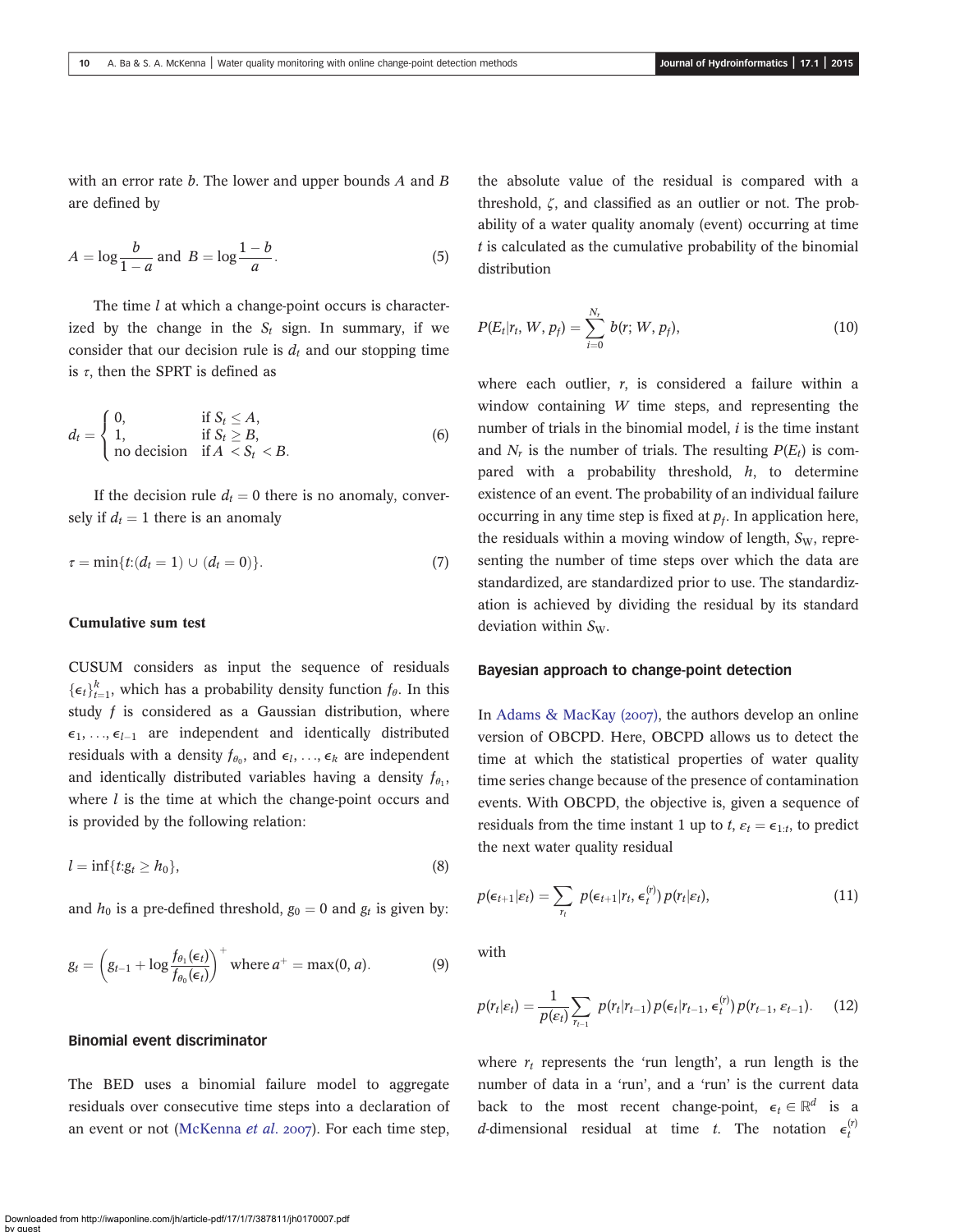with an error rate $b$. The lower and upper bounds $A$ and $B$ are defined by

$$A = \log \frac{b}{1-a} \text{ and } B = \log \frac{1-b}{a}. \tag{5}$$

The time $l$ at which a change-point occurs is characterized by the change in the $S_t$ sign. In summary, if we consider that our decision rule is $d_t$ and our stopping time is $\tau$, then the SPRT is defined as

$$d_t = \begin{cases} 0, & \text{if } S_t \leq A, \\ 1, & \text{if } S_t \geq B, \\ \text{no decision} & \text{if } A < S_t < B. \end{cases} \tag{6}$$

If the decision rule $d_t = 0$ there is no anomaly, conversely if $d_t = 1$ there is an anomaly

$$\tau = \min\{t:(d_t = 1) \cup (d_t = 0)\}. \tag{7}$$

### Cumulative sum test

CUSUM considers as input the sequence of residuals $\{\epsilon_t\}_{t=1}^{k}$, which has a probability density function $f_\theta$. In this study $f$ is considered as a Gaussian distribution, where $\epsilon_1, \ldots, \epsilon_{l-1}$ are independent and identically distributed residuals with a density $f_{\theta_0}$, and $\epsilon_l, \ldots, \epsilon_k$ are independent and identically distributed variables having a density $f_{\theta_1}$, where $l$ is the time at which the change-point occurs and is provided by the following relation:

$$l = \inf\{t:g_t \geq h_0\}, \tag{8}$$

and $h_0$ is a pre-defined threshold, $g_0 = 0$ and $g_t$ is given by:

$$g_t = \left(g_{t-1} + \log \frac{f_{\theta_1}(\epsilon_t)}{f_{\theta_0}(\epsilon_t)}\right)^+ \text{ where } a^+ = \max(0, a). \tag{9}$$

### Binomial event discriminator

The BED uses a binomial failure model to aggregate residuals over consecutive time steps into a declaration of an event or not (McKenna *et al.* 2007). For each time step, the absolute value of the residual is compared with a threshold, $\zeta$, and classified as an outlier or not. The probability of a water quality anomaly (event) occurring at time $t$ is calculated as the cumulative probability of the binomial distribution

$$P(E_t|r_t, W, p_f) = \sum_{i=0}^{N_r} b(r; W, p_f), \tag{10}$$

where each outlier, $r$, is considered a failure within a window containing $W$ time steps, and representing the number of trials in the binomial model, $i$ is the time instant and $N_r$ is the number of trials. The resulting $P(E_t)$ is compared with a probability threshold, $h$, to determine existence of an event. The probability of an individual failure occurring in any time step is fixed at $p_f$. In application here, the residuals within a moving window of length, $S_W$, representing the number of time steps over which the data are standardized, are standardized prior to use. The standardization is achieved by dividing the residual by its standard deviation within $S_W$.

### Bayesian approach to change-point detection

In Adams & MacKay (2007), the authors develop an online version of OBCPD. Here, OBCPD allows us to detect the time at which the statistical properties of water quality time series change because of the presence of contamination events. With OBCPD, the objective is, given a sequence of residuals from the time instant 1 up to $t$, $\varepsilon_t = \epsilon_{1:t}$, to predict the next water quality residual

$$p(\epsilon_{t+1}|\varepsilon_t) = \sum_{r_t} p(\epsilon_{t+1}|r_t, \epsilon_t^{(r)})\, p(r_t|\varepsilon_t), \tag{11}$$

with

$$p(r_t|\varepsilon_t) = \frac{1}{p(\varepsilon_t)} \sum_{r_{t-1}} p(r_t|r_{t-1})\, p(\epsilon_t|r_{t-1}, \epsilon_t^{(r)})\, p(r_{t-1}, \varepsilon_{t-1}). \tag{12}$$

where $r_t$ represents the 'run length', a run length is the number of data in a 'run', and a 'run' is the current data back to the most recent change-point, $\epsilon_t \in \mathbb{R}^d$ is a $d$-dimensional residual at time $t$. The notation $\epsilon_t^{(r)}$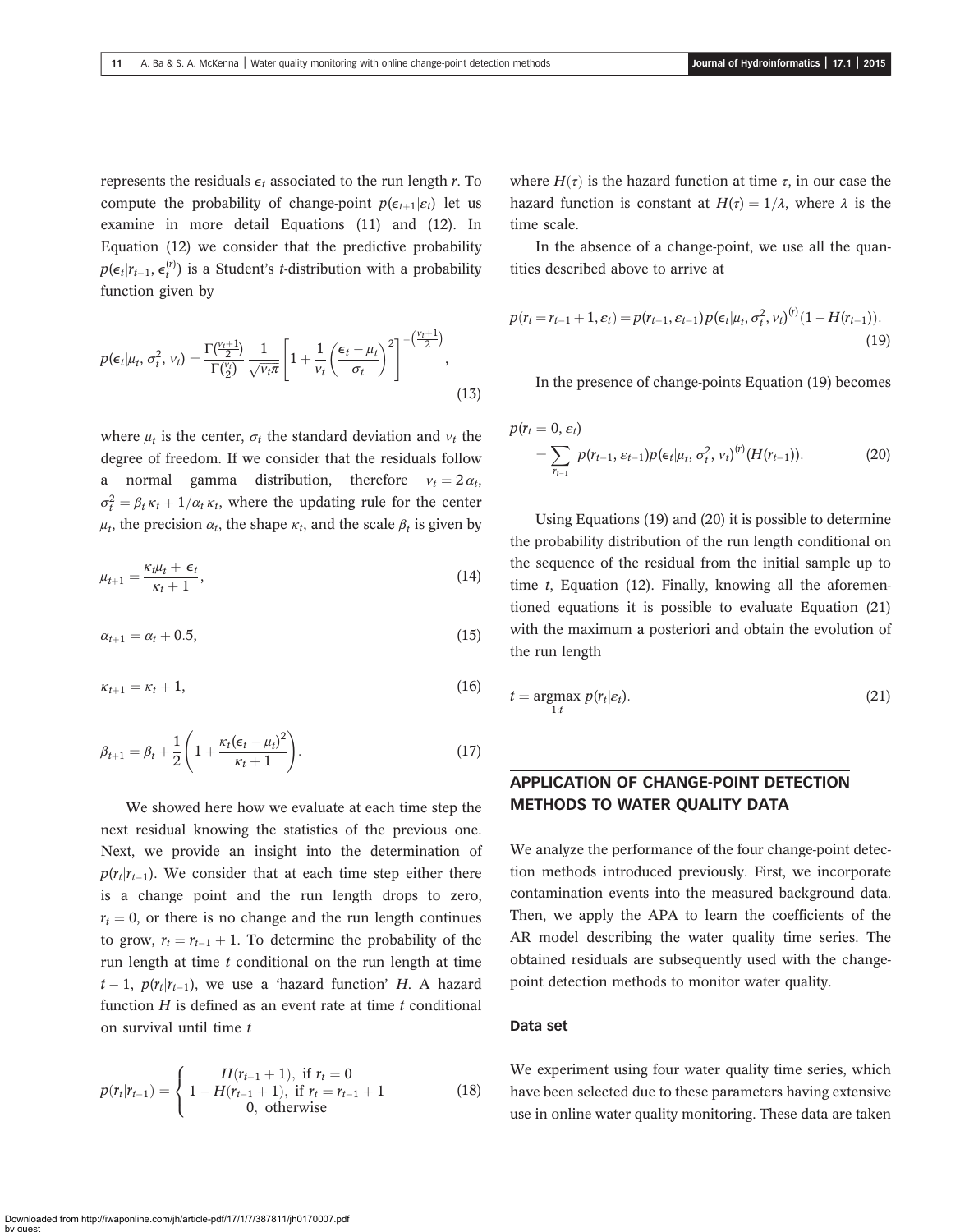represents the residuals $\epsilon_t$ associated to the run length $r$. To compute the probability of change-point $p(\epsilon_{t+1}|\varepsilon_t)$ let us examine in more detail Equations (11) and (12). In Equation (12) we consider that the predictive probability $p(\epsilon_t|r_{t-1}, \epsilon_t^{(r)})$ is a Student's $t$-distribution with a probability function given by

$$p(\epsilon_t|\mu_t, \sigma_t^2, \nu_t) = \frac{\Gamma(\frac{\nu_t+1}{2})}{\Gamma(\frac{\nu_t}{2})} \frac{1}{\sqrt{\nu_t \pi}} \left[1 + \frac{1}{\nu_t}\left(\frac{\epsilon_t - \mu_t}{\sigma_t}\right)^2\right]^{-\left(\frac{\nu_t+1}{2}\right)}, \tag{13}$$

where $\mu_t$ is the center, $\sigma_t$ the standard deviation and $\nu_t$ the degree of freedom. If we consider that the residuals follow a normal gamma distribution, therefore $\nu_t = 2\alpha_t$, $\sigma_t^2 = \beta_t \kappa_t + 1/\alpha_t \kappa_t$, where the updating rule for the center $\mu_t$, the precision $\alpha_t$, the shape $\kappa_t$, and the scale $\beta_t$ is given by

$$\mu_{t+1} = \frac{\kappa_t \mu_t + \epsilon_t}{\kappa_t + 1}, \tag{14}$$

$$\alpha_{t+1} = \alpha_t + 0.5, \tag{15}$$

$$\kappa_{t+1} = \kappa_t + 1, \tag{16}$$

$$\beta_{t+1} = \beta_t + \frac{1}{2}\left(1 + \frac{\kappa_t(\epsilon_t - \mu_t)^2}{\kappa_t + 1}\right). \tag{17}$$

We showed here how we evaluate at each time step the next residual knowing the statistics of the previous one. Next, we provide an insight into the determination of $p(r_t|r_{t-1})$. We consider that at each time step either there is a change point and the run length drops to zero, $r_t = 0$, or there is no change and the run length continues to grow, $r_t = r_{t-1} + 1$. To determine the probability of the run length at time $t$ conditional on the run length at time $t-1$, $p(r_t|r_{t-1})$, we use a 'hazard function' $H$. A hazard function $H$ is defined as an event rate at time $t$ conditional on survival until time $t$

$$p(r_t|r_{t-1}) = \begin{cases} H(r_{t-1}+1), & \text{if } r_t = 0 \\ 1 - H(r_{t-1}+1), & \text{if } r_t = r_{t-1}+1 \\ 0, & \text{otherwise} \end{cases} \tag{18}$$

where $H(\tau)$ is the hazard function at time $\tau$, in our case the hazard function is constant at $H(\tau) = 1/\lambda$, where $\lambda$ is the time scale.

In the absence of a change-point, we use all the quantities described above to arrive at

$$p(r_t = r_{t-1}+1, \varepsilon_t) = p(r_{t-1}, \varepsilon_{t-1}) p(\epsilon_t|\mu_t, \sigma_t^2, \nu_t)^{(r)} (1 - H(r_{t-1})). \tag{19}$$

In the presence of change-points Equation (19) becomes

$$p(r_t = 0, \varepsilon_t) = \sum_{r_{t-1}} p(r_{t-1}, \varepsilon_{t-1}) p(\epsilon_t|\mu_t, \sigma_t^2, \nu_t)^{(r)} (H(r_{t-1})). \tag{20}$$

Using Equations (19) and (20) it is possible to determine the probability distribution of the run length conditional on the sequence of the residual from the initial sample up to time $t$, Equation (12). Finally, knowing all the aforementioned equations it is possible to evaluate Equation (21) with the maximum a posteriori and obtain the evolution of the run length

$$t = \underset{1:t}{\operatorname{argmax}}\, p(r_t|\varepsilon_t). \tag{21}$$

## APPLICATION OF CHANGE-POINT DETECTION METHODS TO WATER QUALITY DATA

We analyze the performance of the four change-point detection methods introduced previously. First, we incorporate contamination events into the measured background data. Then, we apply the APA to learn the coefficients of the AR model describing the water quality time series. The obtained residuals are subsequently used with the change-point detection methods to monitor water quality.

### Data set

We experiment using four water quality time series, which have been selected due to these parameters having extensive use in online water quality monitoring. These data are taken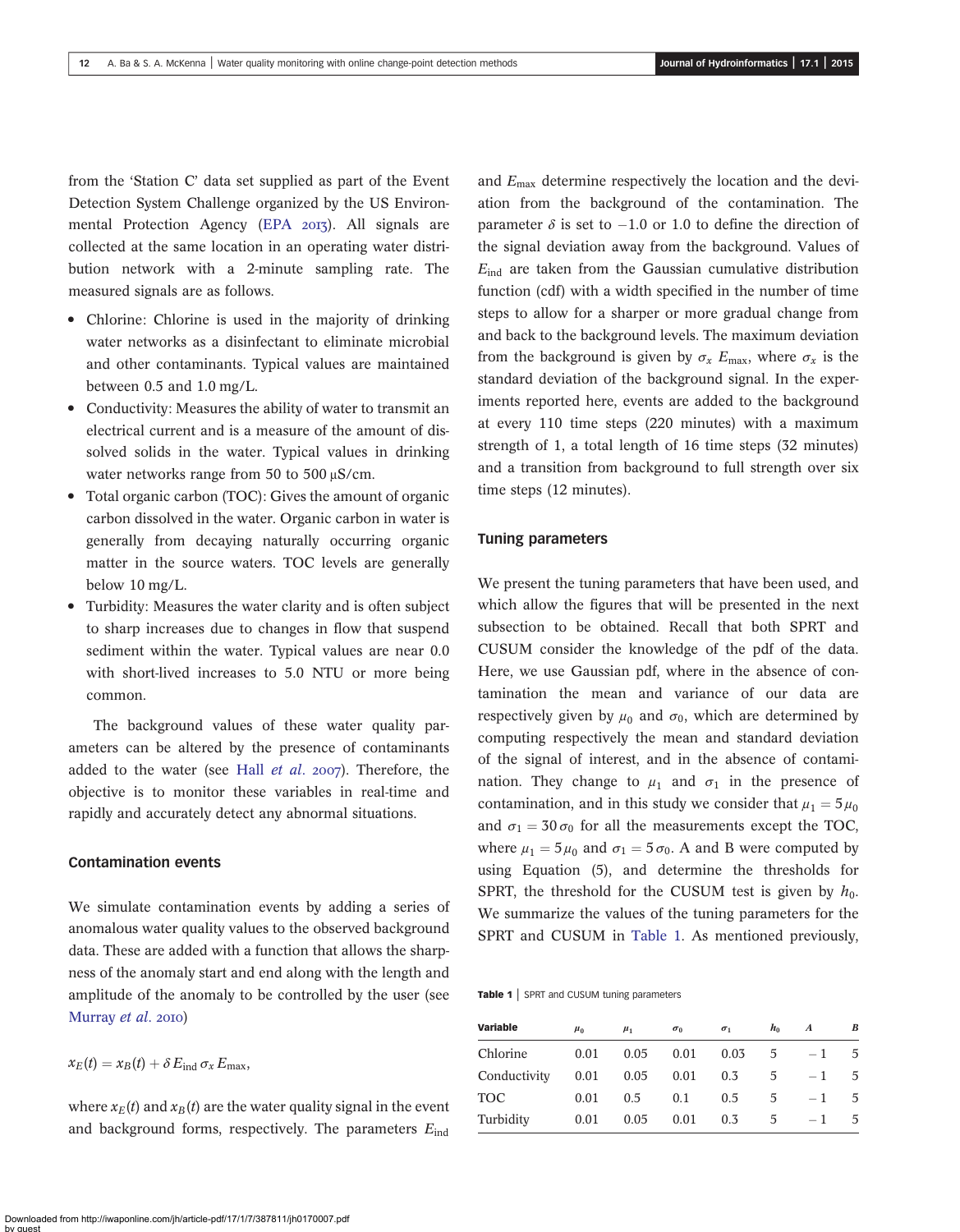from the 'Station C' data set supplied as part of the Event Detection System Challenge organized by the US Environmental Protection Agency (EPA 2013). All signals are collected at the same location in an operating water distribution network with a 2-minute sampling rate. The measured signals are as follows.

- Chlorine: Chlorine is used in the majority of drinking water networks as a disinfectant to eliminate microbial and other contaminants. Typical values are maintained between 0.5 and 1.0 mg/L.
- Conductivity: Measures the ability of water to transmit an electrical current and is a measure of the amount of dissolved solids in the water. Typical values in drinking water networks range from 50 to 500 μS/cm.
- Total organic carbon (TOC): Gives the amount of organic carbon dissolved in the water. Organic carbon in water is generally from decaying naturally occurring organic matter in the source waters. TOC levels are generally below 10 mg/L.
- Turbidity: Measures the water clarity and is often subject to sharp increases due to changes in flow that suspend sediment within the water. Typical values are near 0.0 with short-lived increases to 5.0 NTU or more being common.

The background values of these water quality parameters can be altered by the presence of contaminants added to the water (see Hall *et al.* 2007). Therefore, the objective is to monitor these variables in real-time and rapidly and accurately detect any abnormal situations.

## Contamination events

We simulate contamination events by adding a series of anomalous water quality values to the observed background data. These are added with a function that allows the sharpness of the anomaly start and end along with the length and amplitude of the anomaly to be controlled by the user (see Murray *et al.* 2010)

$$x_E(t) = x_B(t) + \delta\, E_{\text{ind}}\, \sigma_x\, E_{\max},$$

where $x_E(t)$ and $x_B(t)$ are the water quality signal in the event and background forms, respectively. The parameters $E_{\text{ind}}$ and $E_{\max}$ determine respectively the location and the deviation from the background of the contamination. The parameter $\delta$ is set to $-1.0$ or 1.0 to define the direction of the signal deviation away from the background. Values of $E_{\text{ind}}$ are taken from the Gaussian cumulative distribution function (cdf) with a width specified in the number of time steps to allow for a sharper or more gradual change from and back to the background levels. The maximum deviation from the background is given by $\sigma_x\, E_{\max}$, where $\sigma_x$ is the standard deviation of the background signal. In the experiments reported here, events are added to the background at every 110 time steps (220 minutes) with a maximum strength of 1, a total length of 16 time steps (32 minutes) and a transition from background to full strength over six time steps (12 minutes).

## Tuning parameters

We present the tuning parameters that have been used, and which allow the figures that will be presented in the next subsection to be obtained. Recall that both SPRT and CUSUM consider the knowledge of the pdf of the data. Here, we use Gaussian pdf, where in the absence of contamination the mean and variance of our data are respectively given by $\mu_0$ and $\sigma_0$, which are determined by computing respectively the mean and standard deviation of the signal of interest, and in the absence of contamination. They change to $\mu_1$ and $\sigma_1$ in the presence of contamination, and in this study we consider that $\mu_1 = 5\mu_0$ and $\sigma_1 = 30\sigma_0$ for all the measurements except the TOC, where $\mu_1 = 5\mu_0$ and $\sigma_1 = 5\sigma_0$. A and B were computed by using Equation (5), and determine the thresholds for SPRT, the threshold for the CUSUM test is given by $h_0$. We summarize the values of the tuning parameters for the SPRT and CUSUM in Table 1. As mentioned previously,

**Table 1** | SPRT and CUSUM tuning parameters

| Variable | $\mu_0$ | $\mu_1$ | $\sigma_0$ | $\sigma_1$ | $h_0$ | $A$ | $B$ |
|---|---|---|---|---|---|---|---|
| Chlorine | 0.01 | 0.05 | 0.01 | 0.03 | 5 | −1 | 5 |
| Conductivity | 0.01 | 0.05 | 0.01 | 0.3 | 5 | −1 | 5 |
| TOC | 0.01 | 0.5 | 0.1 | 0.5 | 5 | −1 | 5 |
| Turbidity | 0.01 | 0.05 | 0.01 | 0.3 | 5 | −1 | 5 |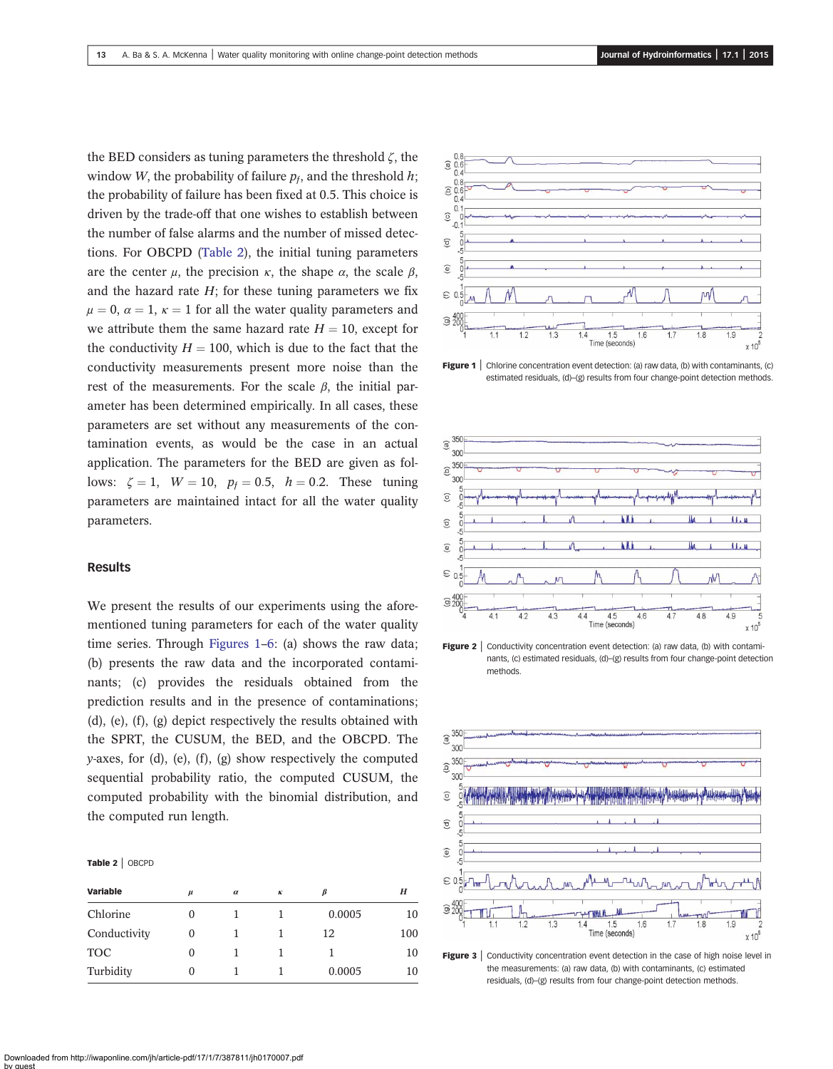the BED considers as tuning parameters the threshold $\zeta$, the window $W$, the probability of failure $p_f$, and the threshold $h$; the probability of failure has been fixed at 0.5. This choice is driven by the trade-off that one wishes to establish between the number of false alarms and the number of missed detections. For OBCPD (Table 2), the initial tuning parameters are the center $\mu$, the precision $\kappa$, the shape $\alpha$, the scale $\beta$, and the hazard rate $H$; for these tuning parameters we fix $\mu = 0$, $\alpha = 1$, $\kappa = 1$ for all the water quality parameters and we attribute them the same hazard rate $H = 10$, except for the conductivity $H = 100$, which is due to the fact that the conductivity measurements present more noise than the rest of the measurements. For the scale $\beta$, the initial parameter has been determined empirically. In all cases, these parameters are set without any measurements of the contamination events, as would be the case in an actual application. The parameters for the BED are given as follows: $\zeta = 1$, $W = 10$, $p_f = 0.5$, $h = 0.2$. These tuning parameters are maintained intact for all the water quality parameters.

## Results

We present the results of our experiments using the aforementioned tuning parameters for each of the water quality time series. Through Figures 1–6: (a) shows the raw data; (b) presents the raw data and the incorporated contaminants; (c) provides the residuals obtained from the prediction results and in the presence of contaminations; (d), (e), (f), (g) depict respectively the results obtained with the SPRT, the CUSUM, the BED, and the OBCPD. The $y$-axes, for (d), (e), (f), (g) show respectively the computed sequential probability ratio, the computed CUSUM, the computed probability with the binomial distribution, and the computed run length.

**Table 2** | OBCPD

| Variable | $\mu$ | $\alpha$ | $\kappa$ | $\beta$ | $H$ |
|---|---|---|---|---|---|
| Chlorine | 0 | 1 | 1 | 0.0005 | 10 |
| Conductivity | 0 | 1 | 1 | 12 | 100 |
| TOC | 0 | 1 | 1 | 1 | 10 |
| Turbidity | 0 | 1 | 1 | 0.0005 | 10 |

**Figure 1** | Chlorine concentration event detection: (a) raw data, (b) with contaminants, (c) estimated residuals, (d)–(g) results from four change-point detection methods.

**Figure 2** | Conductivity concentration event detection: (a) raw data, (b) with contaminants, (c) estimated residuals, (d)–(g) results from four change-point detection methods.

**Figure 3** | Conductivity concentration event detection in the case of high noise level in the measurements: (a) raw data, (b) with contaminants, (c) estimated residuals, (d)–(g) results from four change-point detection methods.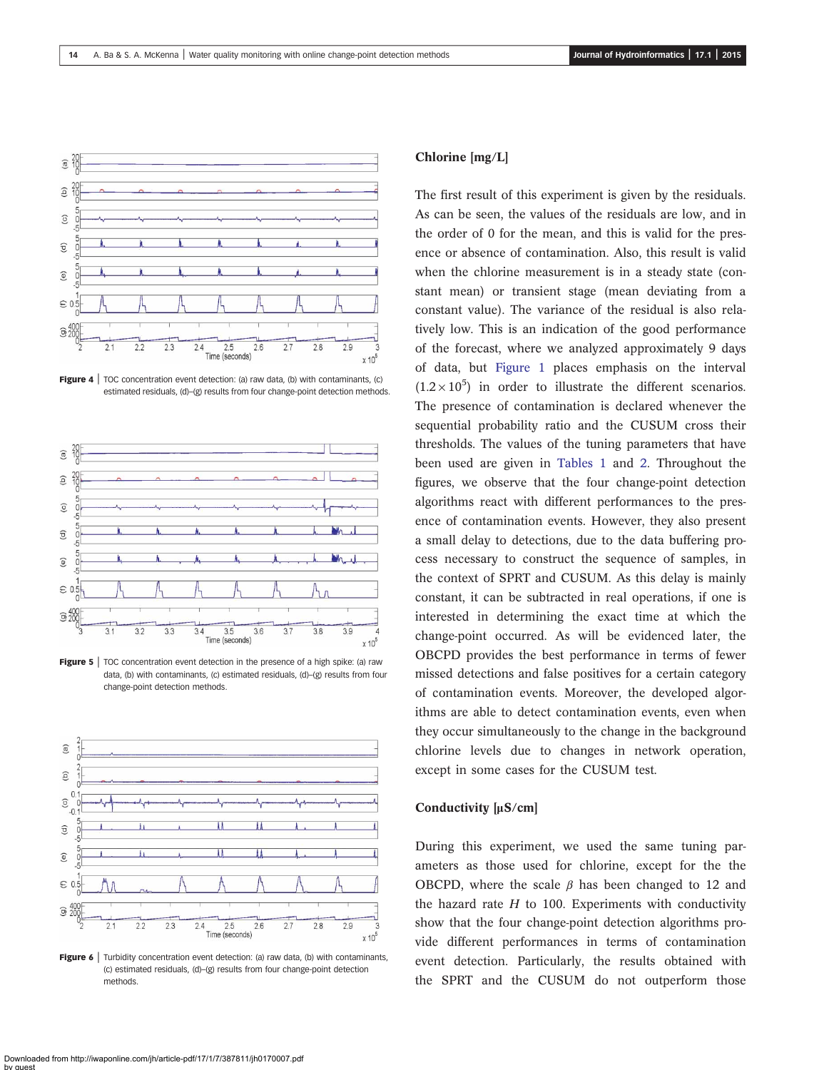Figure 4 | TOC concentration event detection: (a) raw data, (b) with contaminants, (c) estimated residuals, (d)–(g) results from four change-point detection methods.

Figure 5 | TOC concentration event detection in the presence of a high spike: (a) raw data, (b) with contaminants, (c) estimated residuals, (d)–(g) results from four change-point detection methods.

Figure 6 | Turbidity concentration event detection: (a) raw data, (b) with contaminants, (c) estimated residuals, (d)–(g) results from four change-point detection methods.

## Chlorine [mg/L]

The first result of this experiment is given by the residuals. As can be seen, the values of the residuals are low, and in the order of 0 for the mean, and this is valid for the presence or absence of contamination. Also, this result is valid when the chlorine measurement is in a steady state (constant mean) or transient stage (mean deviating from a constant value). The variance of the residual is also relatively low. This is an indication of the good performance of the forecast, where we analyzed approximately 9 days of data, but Figure 1 places emphasis on the interval $(1.2\times10^5)$ in order to illustrate the different scenarios. The presence of contamination is declared whenever the sequential probability ratio and the CUSUM cross their thresholds. The values of the tuning parameters that have been used are given in Tables 1 and 2. Throughout the figures, we observe that the four change-point detection algorithms react with different performances to the presence of contamination events. However, they also present a small delay to detections, due to the data buffering process necessary to construct the sequence of samples, in the context of SPRT and CUSUM. As this delay is mainly constant, it can be subtracted in real operations, if one is interested in determining the exact time at which the change-point occurred. As will be evidenced later, the OBCPD provides the best performance in terms of fewer missed detections and false positives for a certain category of contamination events. Moreover, the developed algorithms are able to detect contamination events, even when they occur simultaneously to the change in the background chlorine levels due to changes in network operation, except in some cases for the CUSUM test.

## Conductivity [μS/cm]

During this experiment, we used the same tuning parameters as those used for chlorine, except for the the OBCPD, where the scale $\beta$ has been changed to 12 and the hazard rate $H$ to 100. Experiments with conductivity show that the four change-point detection algorithms provide different performances in terms of contamination event detection. Particularly, the results obtained with the SPRT and the CUSUM do not outperform those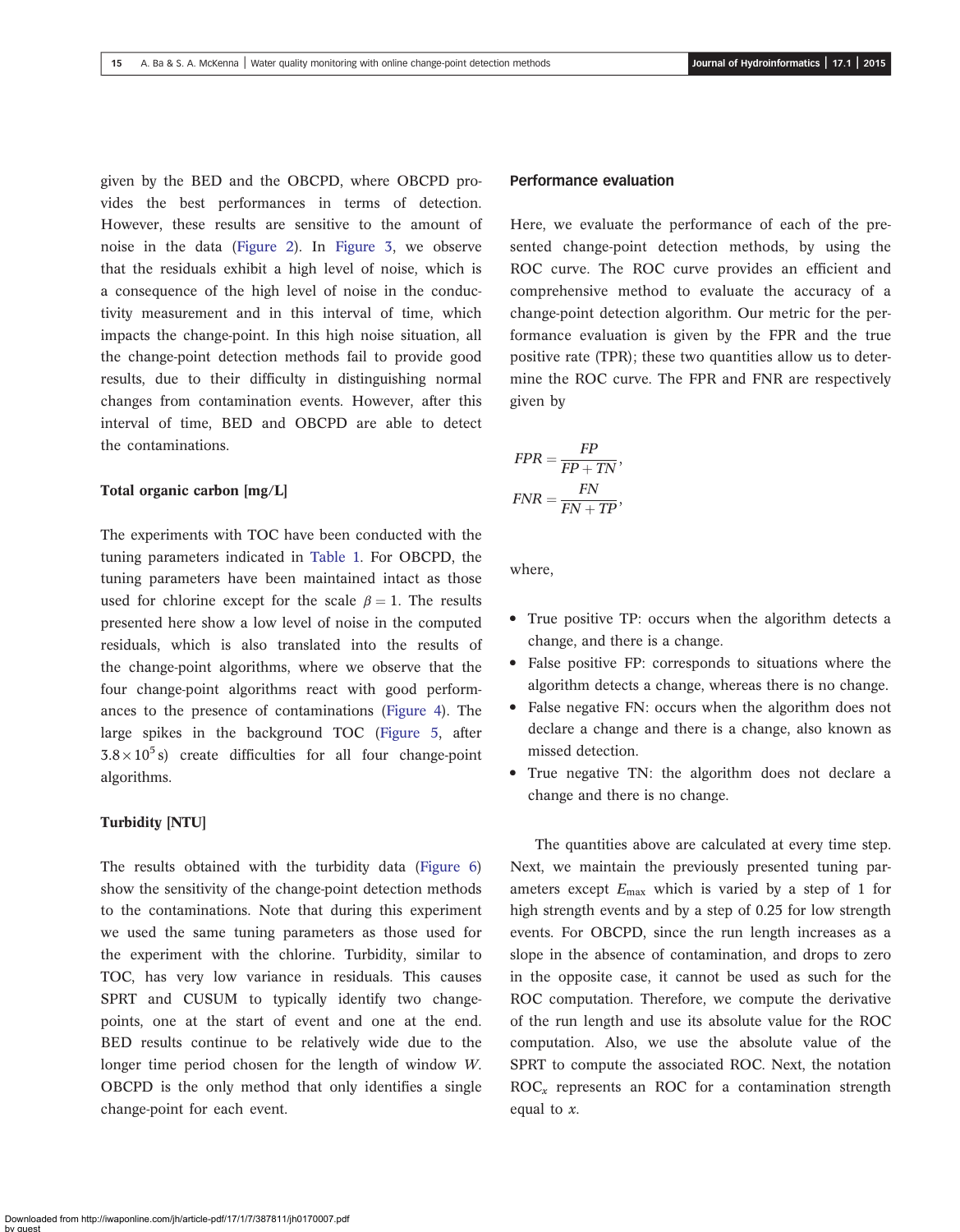given by the BED and the OBCPD, where OBCPD provides the best performances in terms of detection. However, these results are sensitive to the amount of noise in the data (Figure 2). In Figure 3, we observe that the residuals exhibit a high level of noise, which is a consequence of the high level of noise in the conductivity measurement and in this interval of time, which impacts the change-point. In this high noise situation, all the change-point detection methods fail to provide good results, due to their difficulty in distinguishing normal changes from contamination events. However, after this interval of time, BED and OBCPD are able to detect the contaminations.

### Total organic carbon [mg/L]

The experiments with TOC have been conducted with the tuning parameters indicated in Table 1. For OBCPD, the tuning parameters have been maintained intact as those used for chlorine except for the scale $\beta = 1$. The results presented here show a low level of noise in the computed residuals, which is also translated into the results of the change-point algorithms, where we observe that the four change-point algorithms react with good performances to the presence of contaminations (Figure 4). The large spikes in the background TOC (Figure 5, after $3.8 \times 10^5$ s) create difficulties for all four change-point algorithms.

### Turbidity [NTU]

The results obtained with the turbidity data (Figure 6) show the sensitivity of the change-point detection methods to the contaminations. Note that during this experiment we used the same tuning parameters as those used for the experiment with the chlorine. Turbidity, similar to TOC, has very low variance in residuals. This causes SPRT and CUSUM to typically identify two change-points, one at the start of event and one at the end. BED results continue to be relatively wide due to the longer time period chosen for the length of window $W$. OBCPD is the only method that only identifies a single change-point for each event.

## Performance evaluation

Here, we evaluate the performance of each of the presented change-point detection methods, by using the ROC curve. The ROC curve provides an efficient and comprehensive method to evaluate the accuracy of a change-point detection algorithm. Our metric for the performance evaluation is given by the FPR and the true positive rate (TPR); these two quantities allow us to determine the ROC curve. The FPR and FNR are respectively given by

$$FPR = \frac{FP}{FP + TN},$$

$$FNR = \frac{FN}{FN + TP},$$

where,

- True positive TP: occurs when the algorithm detects a change, and there is a change.
- False positive FP: corresponds to situations where the algorithm detects a change, whereas there is no change.
- False negative FN: occurs when the algorithm does not declare a change and there is a change, also known as missed detection.
- True negative TN: the algorithm does not declare a change and there is no change.

The quantities above are calculated at every time step. Next, we maintain the previously presented tuning parameters except $E_{\max}$ which is varied by a step of 1 for high strength events and by a step of 0.25 for low strength events. For OBCPD, since the run length increases as a slope in the absence of contamination, and drops to zero in the opposite case, it cannot be used as such for the ROC computation. Therefore, we compute the derivative of the run length and use its absolute value for the ROC computation. Also, we use the absolute value of the SPRT to compute the associated ROC. Next, the notation $ROC_x$ represents an ROC for a contamination strength equal to $x$.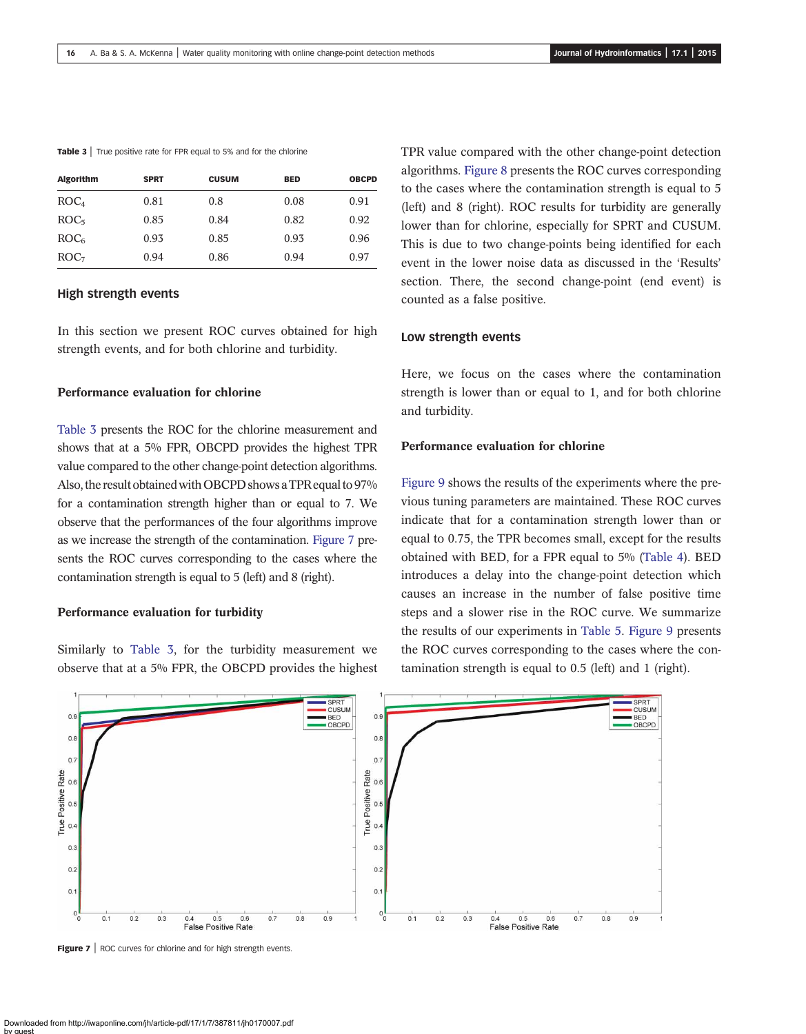**Table 3** | True positive rate for FPR equal to 5% and for the chlorine

| Algorithm | SPRT | CUSUM | BED | OBCPD |
|---|---|---|---|---|
| $ROC_4$ | 0.81 | 0.8 | 0.08 | 0.91 |
| $ROC_5$ | 0.85 | 0.84 | 0.82 | 0.92 |
| $ROC_6$ | 0.93 | 0.85 | 0.93 | 0.96 |
| $ROC_7$ | 0.94 | 0.86 | 0.94 | 0.97 |

## High strength events

In this section we present ROC curves obtained for high strength events, and for both chlorine and turbidity.

### Performance evaluation for chlorine

Table 3 presents the ROC for the chlorine measurement and shows that at a 5% FPR, OBCPD provides the highest TPR value compared to the other change-point detection algorithms. Also, the result obtained with OBCPD shows a TPR equal to 97% for a contamination strength higher than or equal to 7. We observe that the performances of the four algorithms improve as we increase the strength of the contamination. Figure 7 presents the ROC curves corresponding to the cases where the contamination strength is equal to 5 (left) and 8 (right).

### Performance evaluation for turbidity

Similarly to Table 3, for the turbidity measurement we observe that at a 5% FPR, the OBCPD provides the highest TPR value compared with the other change-point detection algorithms. Figure 8 presents the ROC curves corresponding to the cases where the contamination strength is equal to 5 (left) and 8 (right). ROC results for turbidity are generally lower than for chlorine, especially for SPRT and CUSUM. This is due to two change-points being identified for each event in the lower noise data as discussed in the 'Results' section. There, the second change-point (end event) is counted as a false positive.

## Low strength events

Here, we focus on the cases where the contamination strength is lower than or equal to 1, and for both chlorine and turbidity.

### Performance evaluation for chlorine

Figure 9 shows the results of the experiments where the previous tuning parameters are maintained. These ROC curves indicate that for a contamination strength lower than or equal to 0.75, the TPR becomes small, except for the results obtained with BED, for a FPR equal to 5% (Table 4). BED introduces a delay into the change-point detection which causes an increase in the number of false positive time steps and a slower rise in the ROC curve. We summarize the results of our experiments in Table 5. Figure 9 presents the ROC curves corresponding to the cases where the contamination strength is equal to 0.5 (left) and 1 (right).

**Figure 7** | ROC curves for chlorine and for high strength events.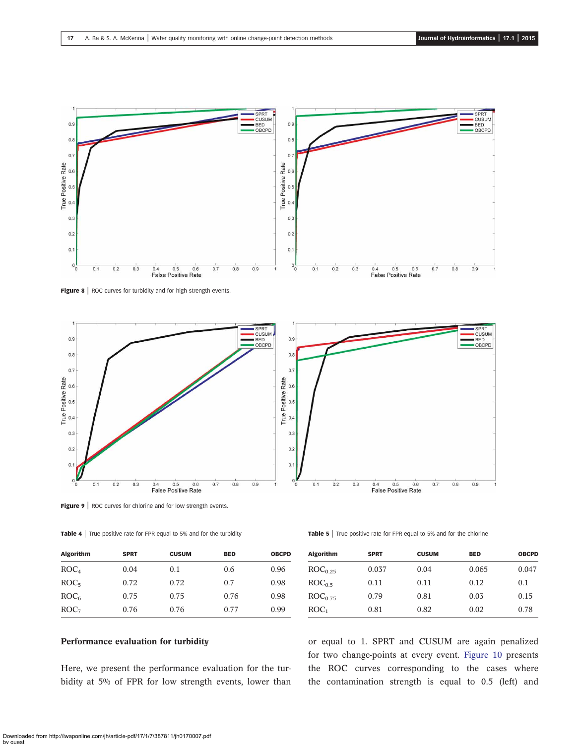Figure 8 | ROC curves for turbidity and for high strength events.

Figure 9 | ROC curves for chlorine and for low strength events.

Table 4 | True positive rate for FPR equal to 5% and for the turbidity

| Algorithm | SPRT | CUSUM | BED | OBCPD |
|---|---|---|---|---|
| $ROC_4$ | 0.04 | 0.1 | 0.6 | 0.96 |
| $ROC_5$ | 0.72 | 0.72 | 0.7 | 0.98 |
| $ROC_6$ | 0.75 | 0.75 | 0.76 | 0.98 |
| $ROC_7$ | 0.76 | 0.76 | 0.77 | 0.99 |

Table 5 | True positive rate for FPR equal to 5% and for the chlorine

| Algorithm | SPRT | CUSUM | BED | OBCPD |
|---|---|---|---|---|
| $ROC_{0.25}$ | 0.037 | 0.04 | 0.065 | 0.047 |
| $ROC_{0.5}$ | 0.11 | 0.11 | 0.12 | 0.1 |
| $ROC_{0.75}$ | 0.79 | 0.81 | 0.03 | 0.15 |
| $ROC_1$ | 0.81 | 0.82 | 0.02 | 0.78 |

### Performance evaluation for turbidity

Here, we present the performance evaluation for the turbidity at 5% of FPR for low strength events, lower than or equal to 1. SPRT and CUSUM are again penalized for two change-points at every event. Figure 10 presents the ROC curves corresponding to the cases where the contamination strength is equal to 0.5 (left) and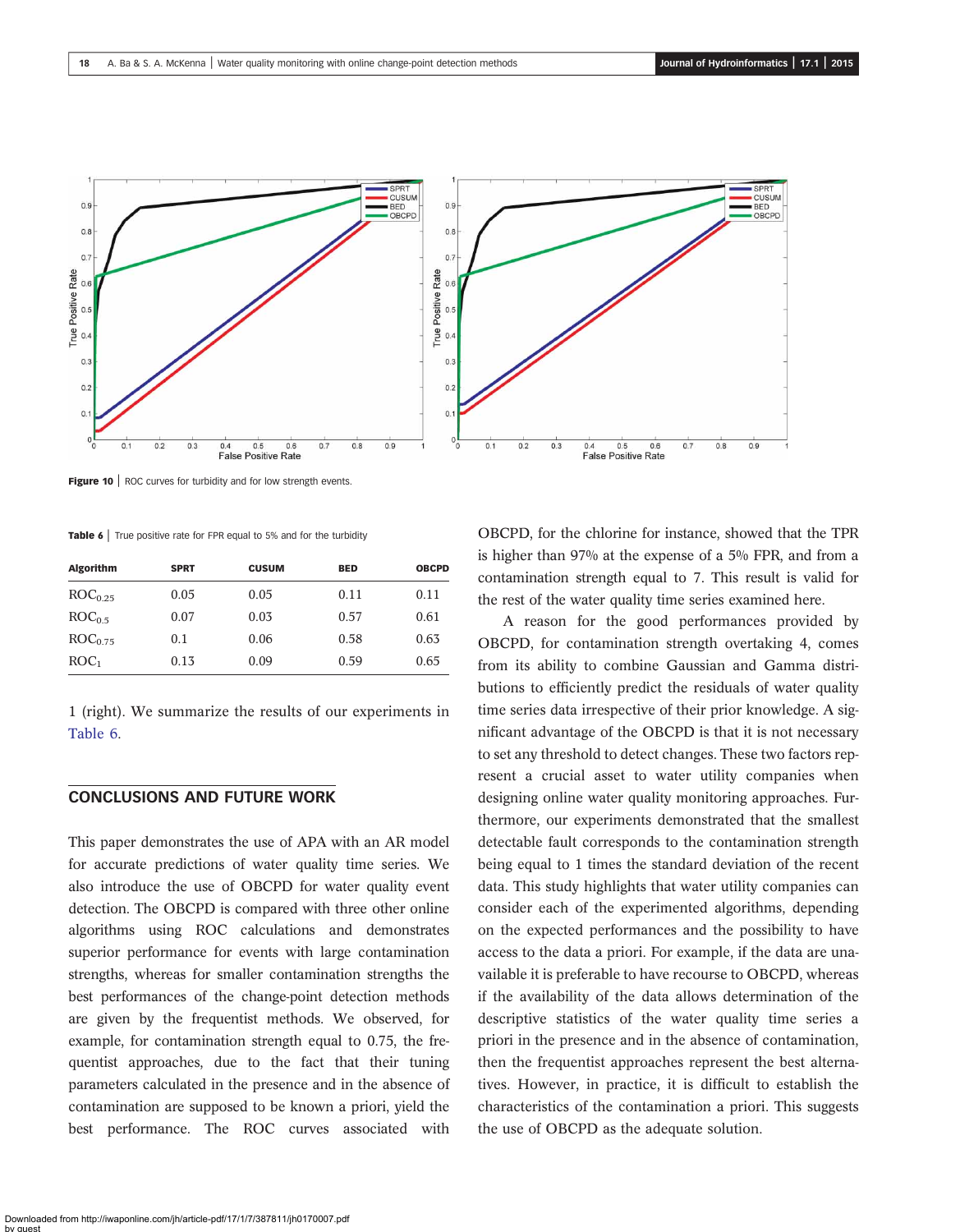Figure 10 | ROC curves for turbidity and for low strength events.

Table 6 | True positive rate for FPR equal to 5% and for the turbidity

| Algorithm | SPRT | CUSUM | BED | OBCPD |
|---|---|---|---|---|
| $ROC_{0.25}$ | 0.05 | 0.05 | 0.11 | 0.11 |
| $ROC_{0.5}$ | 0.07 | 0.03 | 0.57 | 0.61 |
| $ROC_{0.75}$ | 0.1 | 0.06 | 0.58 | 0.63 |
| $ROC_{1}$ | 0.13 | 0.09 | 0.59 | 0.65 |

1 (right). We summarize the results of our experiments in Table 6.

## CONCLUSIONS AND FUTURE WORK

This paper demonstrates the use of APA with an AR model for accurate predictions of water quality time series. We also introduce the use of OBCPD for water quality event detection. The OBCPD is compared with three other online algorithms using ROC calculations and demonstrates superior performance for events with large contamination strengths, whereas for smaller contamination strengths the best performances of the change-point detection methods are given by the frequentist methods. We observed, for example, for contamination strength equal to 0.75, the frequentist approaches, due to the fact that their tuning parameters calculated in the presence and in the absence of contamination are supposed to be known a priori, yield the best performance. The ROC curves associated with OBCPD, for the chlorine for instance, showed that the TPR is higher than 97% at the expense of a 5% FPR, and from a contamination strength equal to 7. This result is valid for the rest of the water quality time series examined here.

A reason for the good performances provided by OBCPD, for contamination strength overtaking 4, comes from its ability to combine Gaussian and Gamma distributions to efficiently predict the residuals of water quality time series data irrespective of their prior knowledge. A significant advantage of the OBCPD is that it is not necessary to set any threshold to detect changes. These two factors represent a crucial asset to water utility companies when designing online water quality monitoring approaches. Furthermore, our experiments demonstrated that the smallest detectable fault corresponds to the contamination strength being equal to 1 times the standard deviation of the recent data. This study highlights that water utility companies can consider each of the experimented algorithms, depending on the expected performances and the possibility to have access to the data a priori. For example, if the data are unavailable it is preferable to have recourse to OBCPD, whereas if the availability of the data allows determination of the descriptive statistics of the water quality time series a priori in the presence and in the absence of contamination, then the frequentist approaches represent the best alternatives. However, in practice, it is difficult to establish the characteristics of the contamination a priori. This suggests the use of OBCPD as the adequate solution.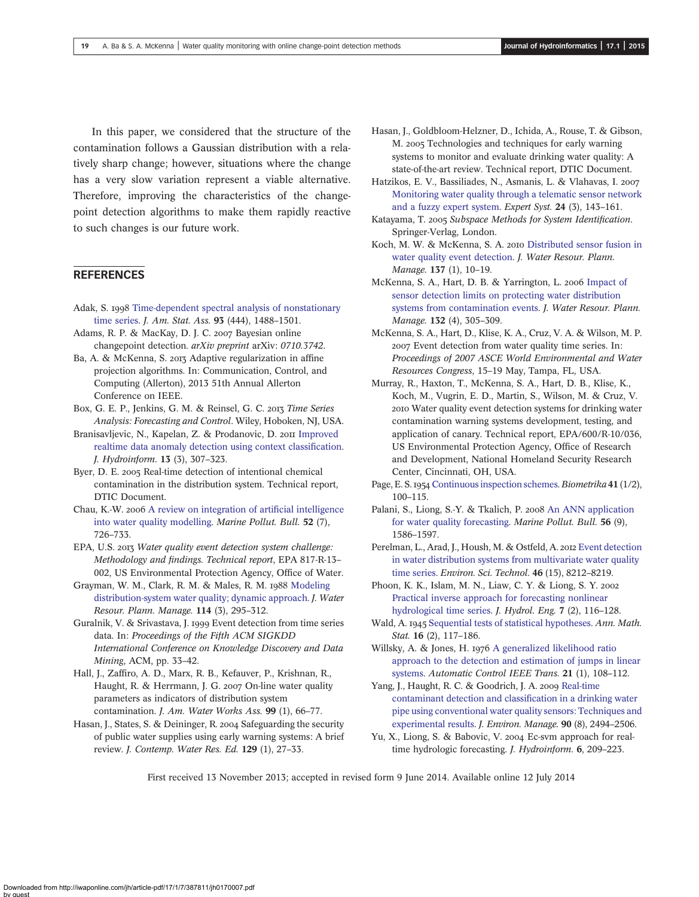In this paper, we considered that the structure of the contamination follows a Gaussian distribution with a relatively sharp change; however, situations where the change has a very slow variation represent a viable alternative. Therefore, improving the characteristics of the change-point detection algorithms to make them rapidly reactive to such changes is our future work.

## REFERENCES

Adak, S. 1998 Time-dependent spectral analysis of nonstationary time series. *J. Am. Stat. Ass.* **93** (444), 1488–1501.

Adams, R. P. & MacKay, D. J. C. 2007 Bayesian online changepoint detection. *arXiv preprint* arXiv: *0710.3742*.

Ba, A. & McKenna, S. 2013 Adaptive regularization in affine projection algorithms. In: Communication, Control, and Computing (Allerton), 2013 51th Annual Allerton Conference on IEEE.

Box, G. E. P., Jenkins, G. M. & Reinsel, G. C. 2013 *Time Series Analysis: Forecasting and Control*. Wiley, Hoboken, NJ, USA.

Branisavljevic, N., Kapelan, Z. & Prodanovic, D. 2011 Improved realtime data anomaly detection using context classification. *J. Hydroinform.* **13** (3), 307–323.

Byer, D. E. 2005 Real-time detection of intentional chemical contamination in the distribution system. Technical report, DTIC Document.

Chau, K.-W. 2006 A review on integration of artificial intelligence into water quality modelling. *Marine Pollut. Bull.* **52** (7), 726–733.

EPA, U.S. 2013 *Water quality event detection system challenge: Methodology and findings. Technical report*, EPA 817-R-13–002, US Environmental Protection Agency, Office of Water.

Grayman, W. M., Clark, R. M. & Males, R. M. 1988 Modeling distribution-system water quality; dynamic approach. *J. Water Resour. Plann. Manage.* **114** (3), 295–312.

Guralnik, V. & Srivastava, J. 1999 Event detection from time series data. In: *Proceedings of the Fifth ACM SIGKDD International Conference on Knowledge Discovery and Data Mining*, ACM, pp. 33–42.

Hall, J., Zaffiro, A. D., Marx, R. B., Kefauver, P., Krishnan, R., Haught, R. & Herrmann, J. G. 2007 On-line water quality parameters as indicators of distribution system contamination. *J. Am. Water Works Ass.* **99** (1), 66–77.

Hasan, J., States, S. & Deininger, R. 2004 Safeguarding the security of public water supplies using early warning systems: A brief review. *J. Contemp. Water Res. Ed.* **129** (1), 27–33.

Hasan, J., Goldbloom-Helzner, D., Ichida, A., Rouse, T. & Gibson, M. 2005 Technologies and techniques for early warning systems to monitor and evaluate drinking water quality: A state-of-the-art review. Technical report, DTIC Document.

Hatzikos, E. V., Bassiliades, N., Asmanis, L. & Vlahavas, I. 2007 Monitoring water quality through a telematic sensor network and a fuzzy expert system. *Expert Syst.* **24** (3), 143–161.

Katayama, T. 2005 *Subspace Methods for System Identification*. Springer-Verlag, London.

Koch, M. W. & McKenna, S. A. 2010 Distributed sensor fusion in water quality event detection. *J. Water Resour. Plann. Manage.* **137** (1), 10–19.

McKenna, S. A., Hart, D. B. & Yarrington, L. 2006 Impact of sensor detection limits on protecting water distribution systems from contamination events. *J. Water Resour. Plann. Manage.* **132** (4), 305–309.

McKenna, S. A., Hart, D., Klise, K. A., Cruz, V. A. & Wilson, M. P. 2007 Event detection from water quality time series. In: *Proceedings of 2007 ASCE World Environmental and Water Resources Congress*, 15–19 May, Tampa, FL, USA.

Murray, R., Haxton, T., McKenna, S. A., Hart, D. B., Klise, K., Koch, M., Vugrin, E. D., Martin, S., Wilson, M. & Cruz, V. 2010 Water quality event detection systems for drinking water contamination warning systems development, testing, and application of canary. Technical report, EPA/600/R-10/036, US Environmental Protection Agency, Office of Research and Development, National Homeland Security Research Center, Cincinnati, OH, USA.

Page, E. S. 1954 Continuous inspection schemes. *Biometrika* **41** (1/2), 100–115.

Palani, S., Liong, S.-Y. & Tkalich, P. 2008 An ANN application for water quality forecasting. *Marine Pollut. Bull.* **56** (9), 1586–1597.

Perelman, L., Arad, J., Housh, M. & Ostfeld, A. 2012 Event detection in water distribution systems from multivariate water quality time series. *Environ. Sci. Technol.* **46** (15), 8212–8219.

Phoon, K. K., Islam, M. N., Liaw, C. Y. & Liong, S. Y. 2002 Practical inverse approach for forecasting nonlinear hydrological time series. *J. Hydrol. Eng.* **7** (2), 116–128.

Wald, A. 1945 Sequential tests of statistical hypotheses. *Ann. Math. Stat.* **16** (2), 117–186.

Willsky, A. & Jones, H. 1976 A generalized likelihood ratio approach to the detection and estimation of jumps in linear systems. *Automatic Control IEEE Trans.* **21** (1), 108–112.

Yang, J., Haught, R. C. & Goodrich, J. A. 2009 Real-time contaminant detection and classification in a drinking water pipe using conventional water quality sensors: Techniques and experimental results. *J. Environ. Manage.* **90** (8), 2494–2506.

Yu, X., Liong, S. & Babovic, V. 2004 Ec-svm approach for real-time hydrologic forecasting. *J. Hydroinform.* **6**, 209–223.

First received 13 November 2013; accepted in revised form 9 June 2014. Available online 12 July 2014